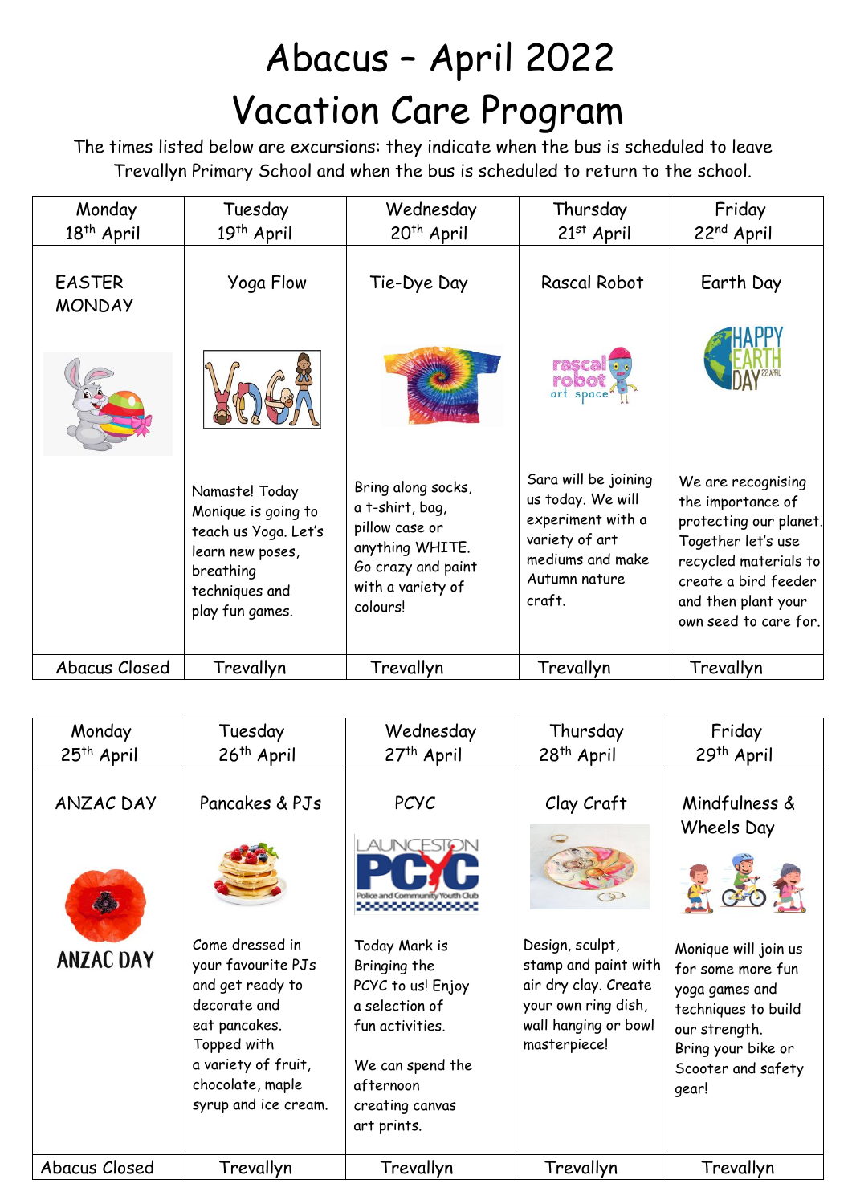# Abacus – April 2022

# Vacation Care Program

The times listed below are excursions: they indicate when the bus is scheduled to leave Trevallyn Primary School and when the bus is scheduled to return to the school.

| Monday 18th April | Tuesday 19th April | Wednesday 20th April | Thursday 21st April | Friday 22nd April |
|---|---|---|---|---|
| EASTER MONDAY | Yoga Flow | Tie-Dye Day | Rascal Robot | Earth Day |
| | Namaste! Today Monique is going to teach us Yoga. Let's learn new poses, breathing techniques and play fun games. | Bring along socks, a t-shirt, bag, pillow case or anything WHITE. Go crazy and paint with a variety of colours! | Sara will be joining us today. We will experiment with a variety of art mediums and make Autumn nature craft. | We are recognising the importance of protecting our planet. Together let's use recycled materials to create a bird feeder and then plant your own seed to care for. |
| Abacus Closed | Trevallyn | Trevallyn | Trevallyn | Trevallyn |

| Monday 25th April | Tuesday 26th April | Wednesday 27th April | Thursday 28th April | Friday 29th April |
|---|---|---|---|---|
| ANZAC DAY | Pancakes & PJs | PCYC | Clay Craft | Mindfulness & Wheels Day |
| ANZAC DAY | Come dressed in your favourite PJs and get ready to decorate and eat pancakes. Topped with a variety of fruit, chocolate, maple syrup and ice cream. | Today Mark is Bringing the PCYC to us! Enjoy a selection of fun activities. We can spend the afternoon creating canvas art prints. | Design, sculpt, stamp and paint with air dry clay. Create your own ring dish, wall hanging or bowl masterpiece! | Monique will join us for some more fun yoga games and techniques to build our strength. Bring your bike or Scooter and safety gear! |
| Abacus Closed | Trevallyn | Trevallyn | Trevallyn | Trevallyn |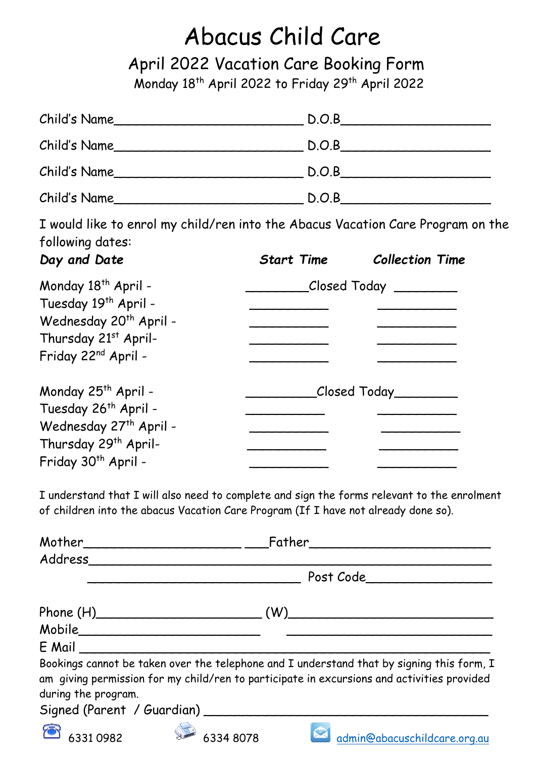# Abacus Child Care

## April 2022 Vacation Care Booking Form

Monday 18th April 2022 to Friday 29th April 2022

Child's Name\_\_\_\_\_\_\_\_\_\_\_\_\_\_\_\_\_\_\_\_\_\_\_\_\_\_ D.O.B\_\_\_\_\_\_\_\_\_\_\_\_\_\_\_\_\_\_\_\_

Child's Name\_\_\_\_\_\_\_\_\_\_\_\_\_\_\_\_\_\_\_\_\_\_\_\_\_\_ D.O.B\_\_\_\_\_\_\_\_\_\_\_\_\_\_\_\_\_\_\_\_

Child's Name\_\_\_\_\_\_\_\_\_\_\_\_\_\_\_\_\_\_\_\_\_\_\_\_\_\_ D.O.B\_\_\_\_\_\_\_\_\_\_\_\_\_\_\_\_\_\_\_\_

Child's Name\_\_\_\_\_\_\_\_\_\_\_\_\_\_\_\_\_\_\_\_\_\_\_\_\_\_ D.O.B\_\_\_\_\_\_\_\_\_\_\_\_\_\_\_\_\_\_\_\_

I would like to enrol my child/ren into the Abacus Vacation Care Program on the following dates:

| ***Day and Date*** | ***Start Time*** | ***Collection Time*** |
|---|---|---|
| Monday 18th April - | Closed Today | |
| Tuesday 19th April - | \_\_\_\_\_\_\_\_\_\_\_ | \_\_\_\_\_\_\_\_\_\_\_ |
| Wednesday 20th April - | \_\_\_\_\_\_\_\_\_\_\_ | \_\_\_\_\_\_\_\_\_\_\_ |
| Thursday 21st April- | \_\_\_\_\_\_\_\_\_\_\_ | \_\_\_\_\_\_\_\_\_\_\_ |
| Friday 22nd April - | \_\_\_\_\_\_\_\_\_\_\_ | \_\_\_\_\_\_\_\_\_\_\_ |
| Monday 25th April - | Closed Today | |
| Tuesday 26th April - | \_\_\_\_\_\_\_\_\_\_\_ | \_\_\_\_\_\_\_\_\_\_\_ |
| Wednesday 27th April - | \_\_\_\_\_\_\_\_\_\_\_ | \_\_\_\_\_\_\_\_\_\_\_ |
| Thursday 29th April- | \_\_\_\_\_\_\_\_\_\_\_ | \_\_\_\_\_\_\_\_\_\_\_ |
| Friday 30th April - | \_\_\_\_\_\_\_\_\_\_\_ | \_\_\_\_\_\_\_\_\_\_\_ |

I understand that I will also need to complete and sign the forms relevant to the enrolment of children into the abacus Vacation Care Program (If I have not already done so).

Mother\_\_\_\_\_\_\_\_\_\_\_\_\_\_\_\_\_\_\_\_\_\_ \_\_\_Father\_\_\_\_\_\_\_\_\_\_\_\_\_\_\_\_\_\_\_\_\_\_\_\_\_\_

Address\_\_\_\_\_\_\_\_\_\_\_\_\_\_\_\_\_\_\_\_\_\_\_\_\_\_\_\_\_\_\_\_\_\_\_\_\_\_\_\_\_\_\_\_\_\_\_\_\_\_\_\_\_\_\_\_

\_\_\_\_\_\_\_\_\_\_\_\_\_\_\_\_\_\_\_\_\_\_\_\_\_\_\_\_\_\_\_\_ Post Code\_\_\_\_\_\_\_\_\_\_\_\_\_\_\_\_\_\_

Phone (H)\_\_\_\_\_\_\_\_\_\_\_\_\_\_\_\_\_\_\_\_\_\_\_\_ (W)\_\_\_\_\_\_\_\_\_\_\_\_\_\_\_\_\_\_\_\_\_\_\_\_\_\_\_\_\_\_

Mobile\_\_\_\_\_\_\_\_\_\_\_\_\_\_\_\_\_\_\_\_\_\_\_\_\_\_ \_\_\_\_\_\_\_\_\_\_\_\_\_\_\_\_\_\_\_\_\_\_\_\_\_\_\_\_\_\_

E Mail \_\_\_\_\_\_\_\_\_\_\_\_\_\_\_\_\_\_\_\_\_\_\_\_\_\_\_\_\_\_\_\_\_\_\_\_\_\_\_\_\_\_\_\_\_\_\_\_\_\_\_\_\_\_\_\_\_\_

Bookings cannot be taken over the telephone and I understand that by signing this form, I am giving permission for my child/ren to participate in excursions and activities provided during the program.

Signed (Parent / Guardian) \_\_\_\_\_\_\_\_\_\_\_\_\_\_\_\_\_\_\_\_\_\_\_\_\_\_\_\_\_\_\_\_\_\_\_\_\_\_\_\_\_\_

6331 0982 6334 8078 admin@abacuschildcare.org.au